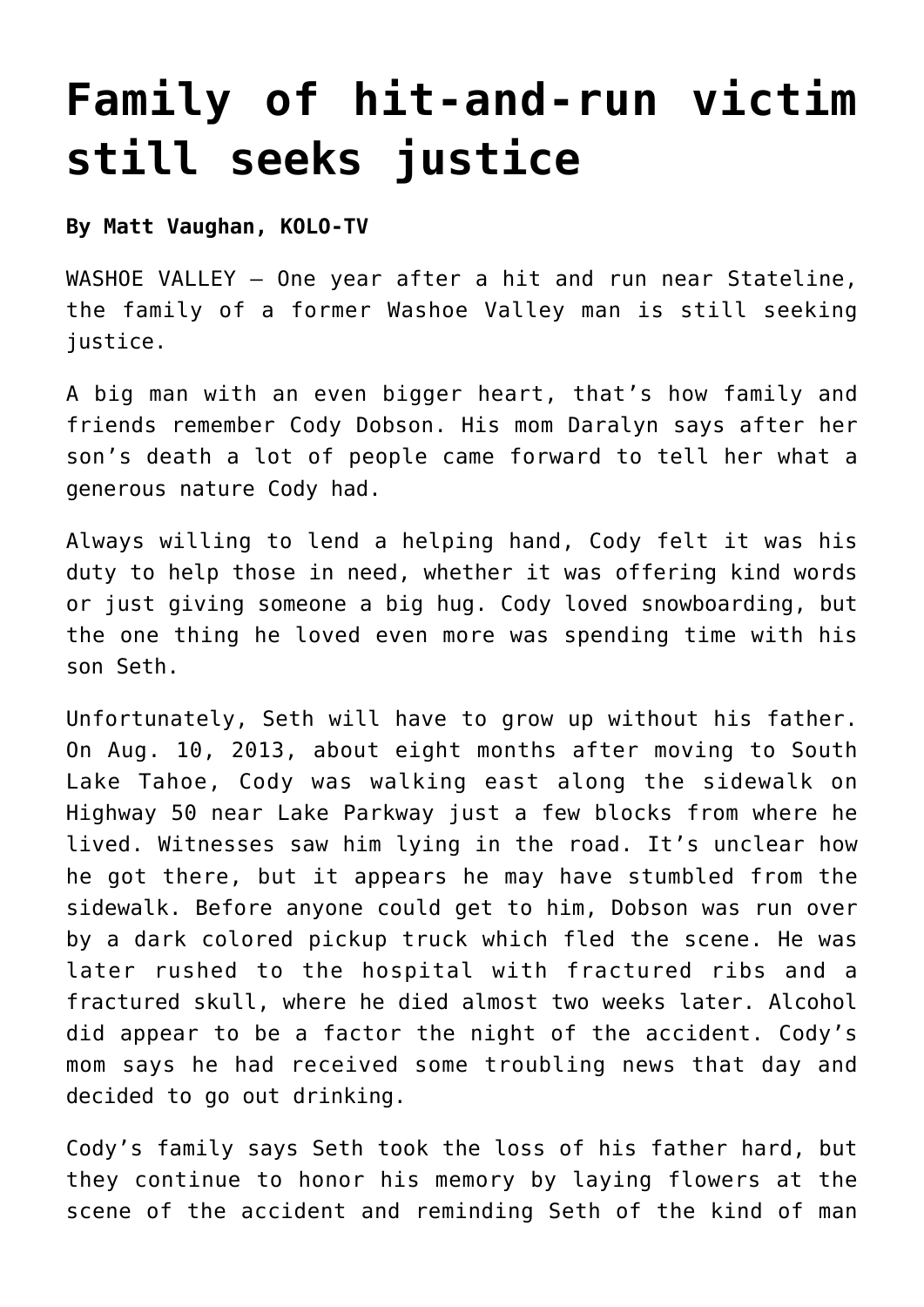# Family of hit-and-run victim still seeks justice

**By Matt Vaughan, KOLO-TV**

WASHOE VALLEY — One year after a hit and run near Stateline, the family of a former Washoe Valley man is still seeking justice.

A big man with an even bigger heart, that's how family and friends remember Cody Dobson. His mom Daralyn says after her son's death a lot of people came forward to tell her what a generous nature Cody had.

Always willing to lend a helping hand, Cody felt it was his duty to help those in need, whether it was offering kind words or just giving someone a big hug. Cody loved snowboarding, but the one thing he loved even more was spending time with his son Seth.

Unfortunately, Seth will have to grow up without his father. On Aug. 10, 2013, about eight months after moving to South Lake Tahoe, Cody was walking east along the sidewalk on Highway 50 near Lake Parkway just a few blocks from where he lived. Witnesses saw him lying in the road. It's unclear how he got there, but it appears he may have stumbled from the sidewalk. Before anyone could get to him, Dobson was run over by a dark colored pickup truck which fled the scene. He was later rushed to the hospital with fractured ribs and a fractured skull, where he died almost two weeks later. Alcohol did appear to be a factor the night of the accident. Cody's mom says he had received some troubling news that day and decided to go out drinking.

Cody's family says Seth took the loss of his father hard, but they continue to honor his memory by laying flowers at the scene of the accident and reminding Seth of the kind of man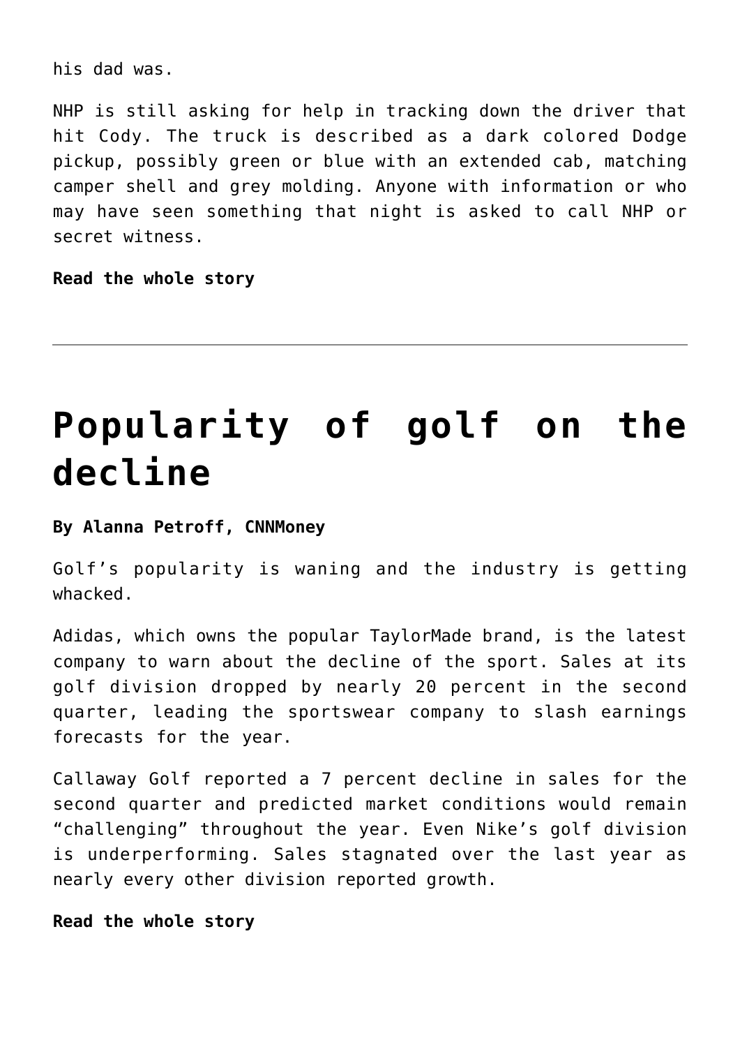his dad was.

NHP is still asking for help in tracking down the driver that hit Cody. The truck is described as a dark colored Dodge pickup, possibly green or blue with an extended cab, matching camper shell and grey molding. Anyone with information or who may have seen something that night is asked to call NHP or secret witness.

**Read the whole story**

---

# Popularity of golf on the decline

**By Alanna Petroff, CNNMoney**

Golf's popularity is waning and the industry is getting whacked.

Adidas, which owns the popular TaylorMade brand, is the latest company to warn about the decline of the sport. Sales at its golf division dropped by nearly 20 percent in the second quarter, leading the sportswear company to slash earnings forecasts for the year.

Callaway Golf reported a 7 percent decline in sales for the second quarter and predicted market conditions would remain "challenging" throughout the year. Even Nike's golf division is underperforming. Sales stagnated over the last year as nearly every other division reported growth.

**Read the whole story**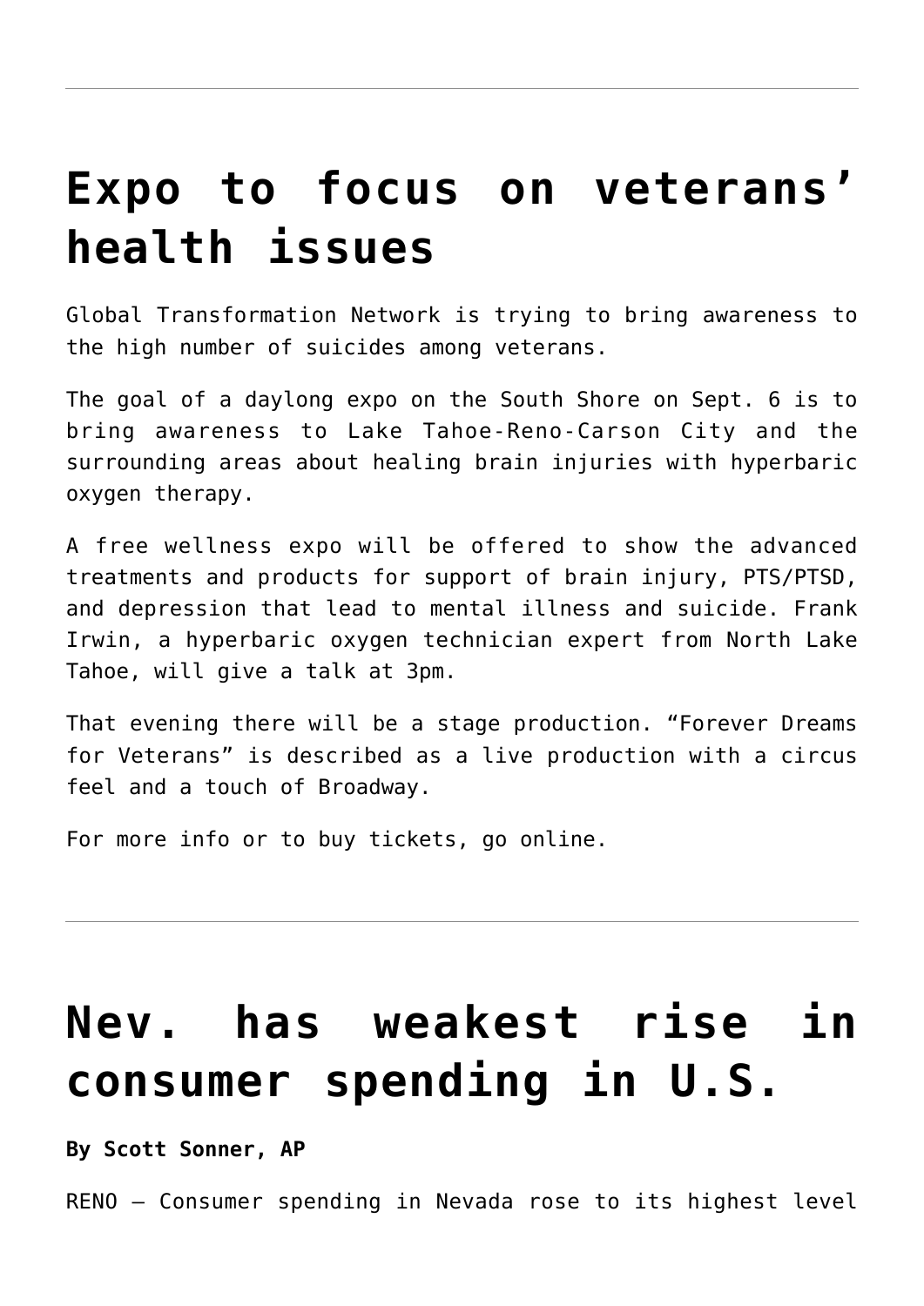---

# Expo to focus on veterans' health issues

Global Transformation Network is trying to bring awareness to the high number of suicides among veterans.

The goal of a daylong expo on the South Shore on Sept. 6 is to bring awareness to Lake Tahoe-Reno-Carson City and the surrounding areas about healing brain injuries with hyperbaric oxygen therapy.

A free wellness expo will be offered to show the advanced treatments and products for support of brain injury, PTS/PTSD, and depression that lead to mental illness and suicide. Frank Irwin, a hyperbaric oxygen technician expert from North Lake Tahoe, will give a talk at 3pm.

That evening there will be a stage production. "Forever Dreams for Veterans" is described as a live production with a circus feel and a touch of Broadway.

For more info or to buy tickets, go online.

---

# Nev. has weakest rise in consumer spending in U.S.

**By Scott Sonner, AP**

RENO – Consumer spending in Nevada rose to its highest level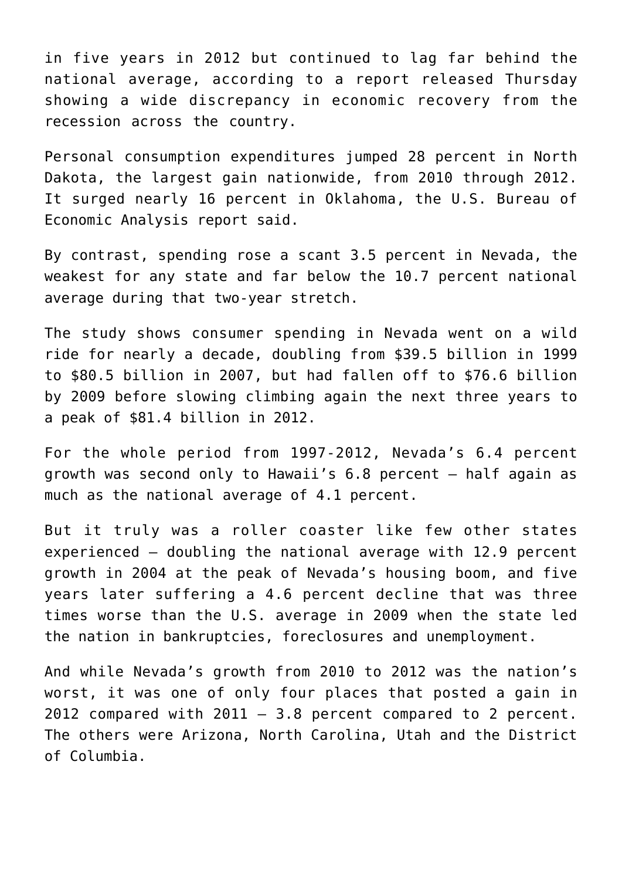in five years in 2012 but continued to lag far behind the national average, according to a report released Thursday showing a wide discrepancy in economic recovery from the recession across the country.

Personal consumption expenditures jumped 28 percent in North Dakota, the largest gain nationwide, from 2010 through 2012. It surged nearly 16 percent in Oklahoma, the U.S. Bureau of Economic Analysis report said.

By contrast, spending rose a scant 3.5 percent in Nevada, the weakest for any state and far below the 10.7 percent national average during that two-year stretch.

The study shows consumer spending in Nevada went on a wild ride for nearly a decade, doubling from $39.5 billion in 1999 to $80.5 billion in 2007, but had fallen off to $76.6 billion by 2009 before slowing climbing again the next three years to a peak of $81.4 billion in 2012.

For the whole period from 1997-2012, Nevada's 6.4 percent growth was second only to Hawaii's 6.8 percent – half again as much as the national average of 4.1 percent.

But it truly was a roller coaster like few other states experienced – doubling the national average with 12.9 percent growth in 2004 at the peak of Nevada's housing boom, and five years later suffering a 4.6 percent decline that was three times worse than the U.S. average in 2009 when the state led the nation in bankruptcies, foreclosures and unemployment.

And while Nevada's growth from 2010 to 2012 was the nation's worst, it was one of only four places that posted a gain in 2012 compared with 2011 – 3.8 percent compared to 2 percent. The others were Arizona, North Carolina, Utah and the District of Columbia.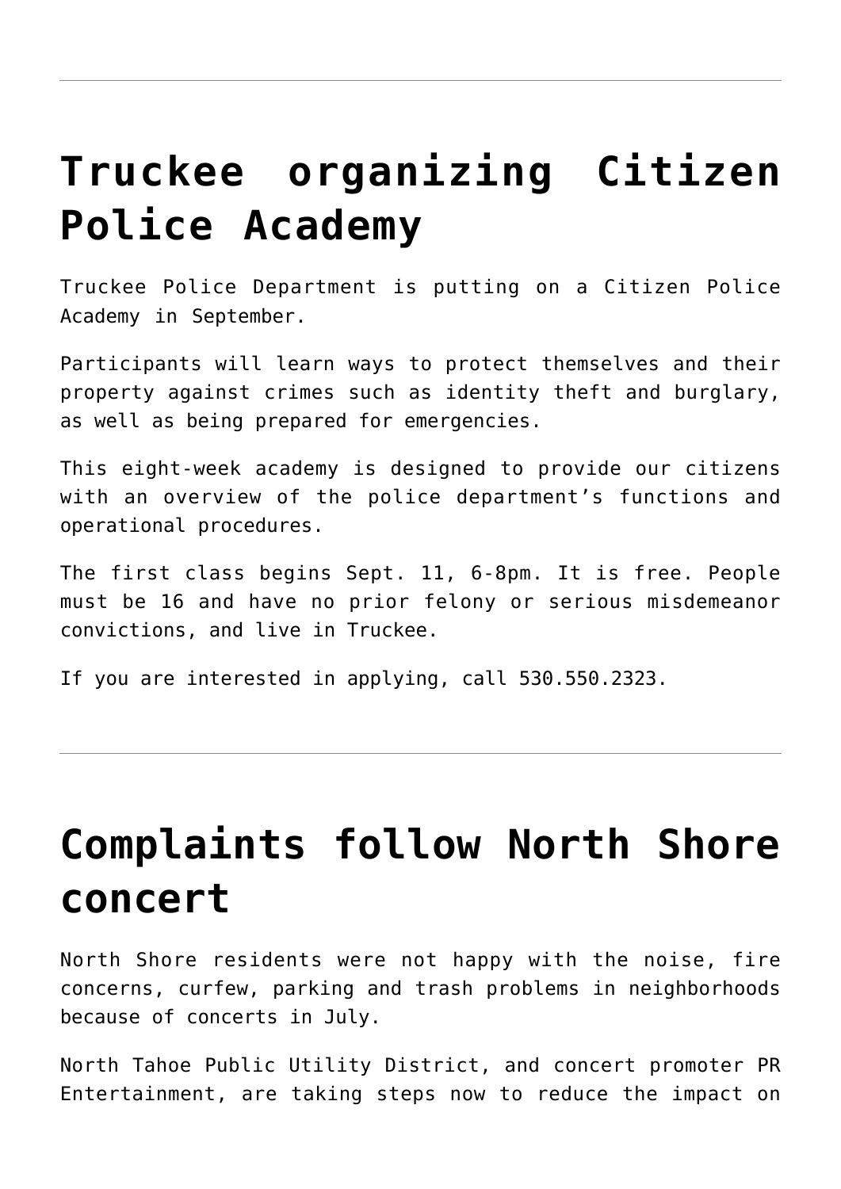---

# Truckee organizing Citizen Police Academy

Truckee Police Department is putting on a Citizen Police Academy in September.

Participants will learn ways to protect themselves and their property against crimes such as identity theft and burglary, as well as being prepared for emergencies.

This eight-week academy is designed to provide our citizens with an overview of the police department's functions and operational procedures.

The first class begins Sept. 11, 6-8pm. It is free. People must be 16 and have no prior felony or serious misdemeanor convictions, and live in Truckee.

If you are interested in applying, call 530.550.2323.

---

# Complaints follow North Shore concert

North Shore residents were not happy with the noise, fire concerns, curfew, parking and trash problems in neighborhoods because of concerts in July.

North Tahoe Public Utility District, and concert promoter PR Entertainment, are taking steps now to reduce the impact on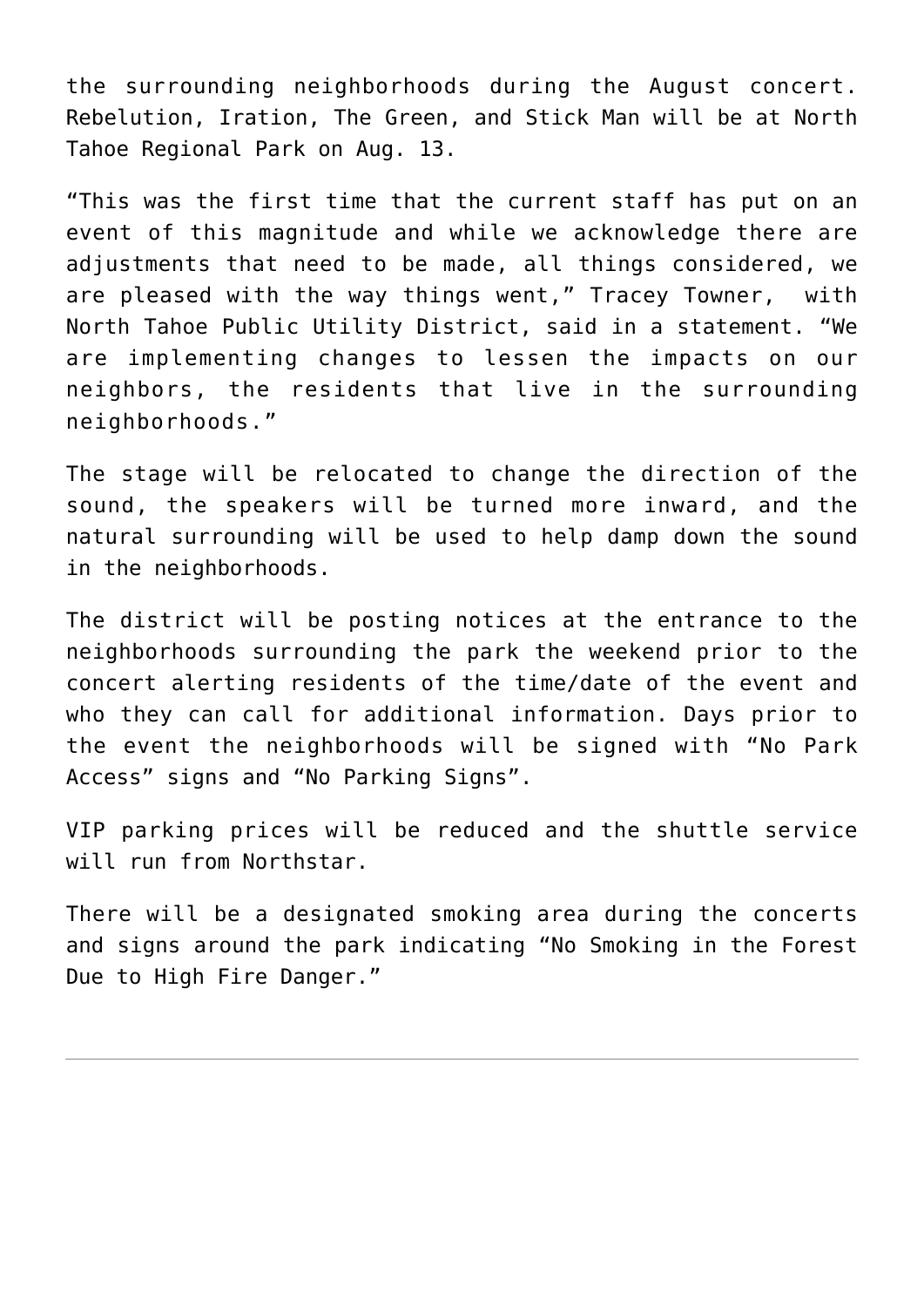the surrounding neighborhoods during the August concert. Rebelution, Iration, The Green, and Stick Man will be at North Tahoe Regional Park on Aug. 13.

"This was the first time that the current staff has put on an event of this magnitude and while we acknowledge there are adjustments that need to be made, all things considered, we are pleased with the way things went," Tracey Towner, with North Tahoe Public Utility District, said in a statement. "We are implementing changes to lessen the impacts on our neighbors, the residents that live in the surrounding neighborhoods."

The stage will be relocated to change the direction of the sound, the speakers will be turned more inward, and the natural surrounding will be used to help damp down the sound in the neighborhoods.

The district will be posting notices at the entrance to the neighborhoods surrounding the park the weekend prior to the concert alerting residents of the time/date of the event and who they can call for additional information. Days prior to the event the neighborhoods will be signed with "No Park Access" signs and "No Parking Signs".

VIP parking prices will be reduced and the shuttle service will run from Northstar.

There will be a designated smoking area during the concerts and signs around the park indicating "No Smoking in the Forest Due to High Fire Danger."

---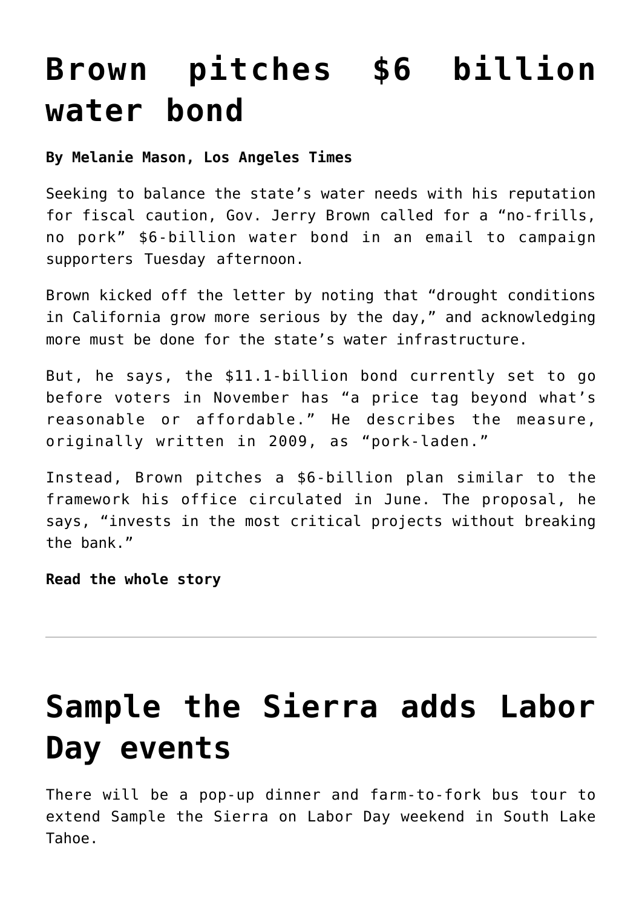# Brown pitches $6 billion water bond

**By Melanie Mason, Los Angeles Times**

Seeking to balance the state's water needs with his reputation for fiscal caution, Gov. Jerry Brown called for a "no-frills, no pork" $6-billion water bond in an email to campaign supporters Tuesday afternoon.

Brown kicked off the letter by noting that "drought conditions in California grow more serious by the day," and acknowledging more must be done for the state's water infrastructure.

But, he says, the $11.1-billion bond currently set to go before voters in November has "a price tag beyond what's reasonable or affordable." He describes the measure, originally written in 2009, as "pork-laden."

Instead, Brown pitches a $6-billion plan similar to the framework his office circulated in June. The proposal, he says, "invests in the most critical projects without breaking the bank."

**Read the whole story**

---

# Sample the Sierra adds Labor Day events

There will be a pop-up dinner and farm-to-fork bus tour to extend Sample the Sierra on Labor Day weekend in South Lake Tahoe.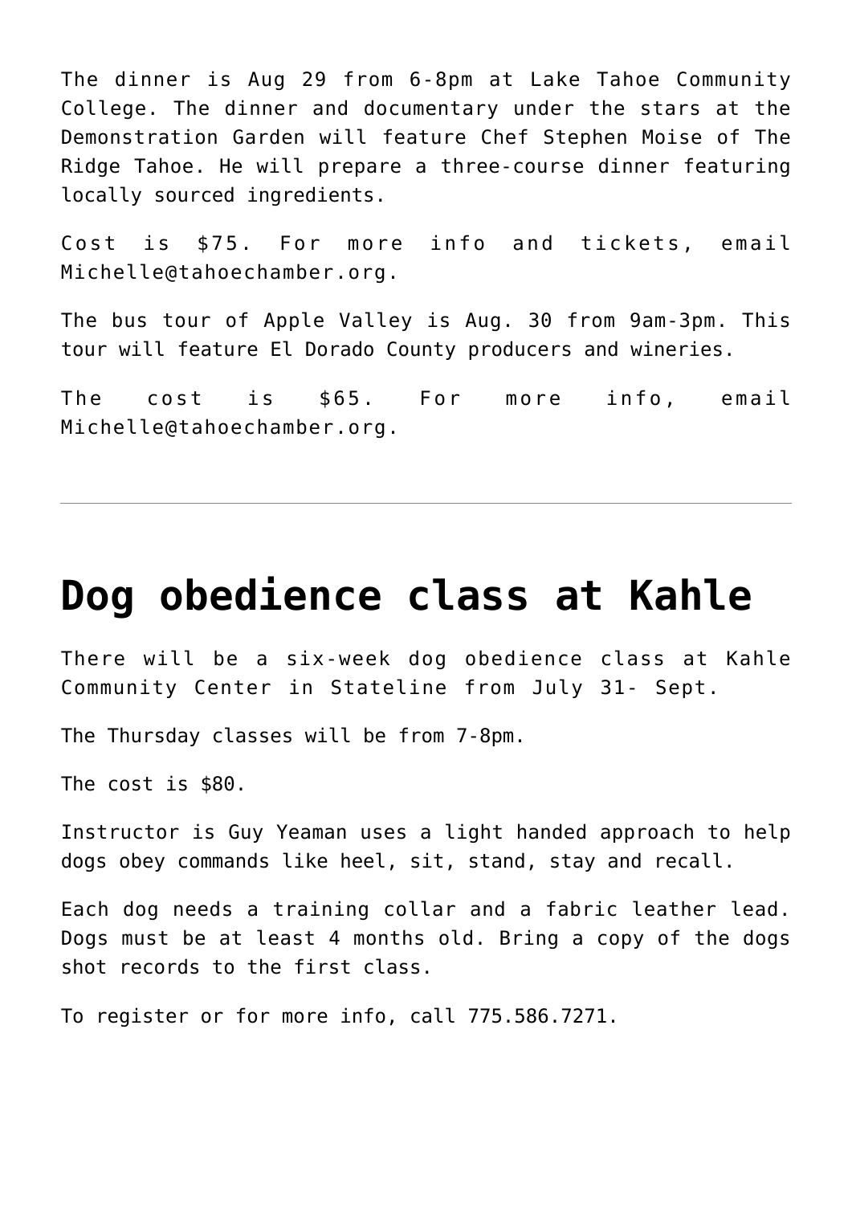The dinner is Aug 29 from 6-8pm at Lake Tahoe Community College. The dinner and documentary under the stars at the Demonstration Garden will feature Chef Stephen Moise of The Ridge Tahoe. He will prepare a three-course dinner featuring locally sourced ingredients.

Cost is $75. For more info and tickets, email Michelle@tahoechamber.org.

The bus tour of Apple Valley is Aug. 30 from 9am-3pm. This tour will feature El Dorado County producers and wineries.

The cost is $65. For more info, email Michelle@tahoechamber.org.

---

# Dog obedience class at Kahle

There will be a six-week dog obedience class at Kahle Community Center in Stateline from July 31- Sept.

The Thursday classes will be from 7-8pm.

The cost is $80.

Instructor is Guy Yeaman uses a light handed approach to help dogs obey commands like heel, sit, stand, stay and recall.

Each dog needs a training collar and a fabric leather lead. Dogs must be at least 4 months old. Bring a copy of the dogs shot records to the first class.

To register or for more info, call 775.586.7271.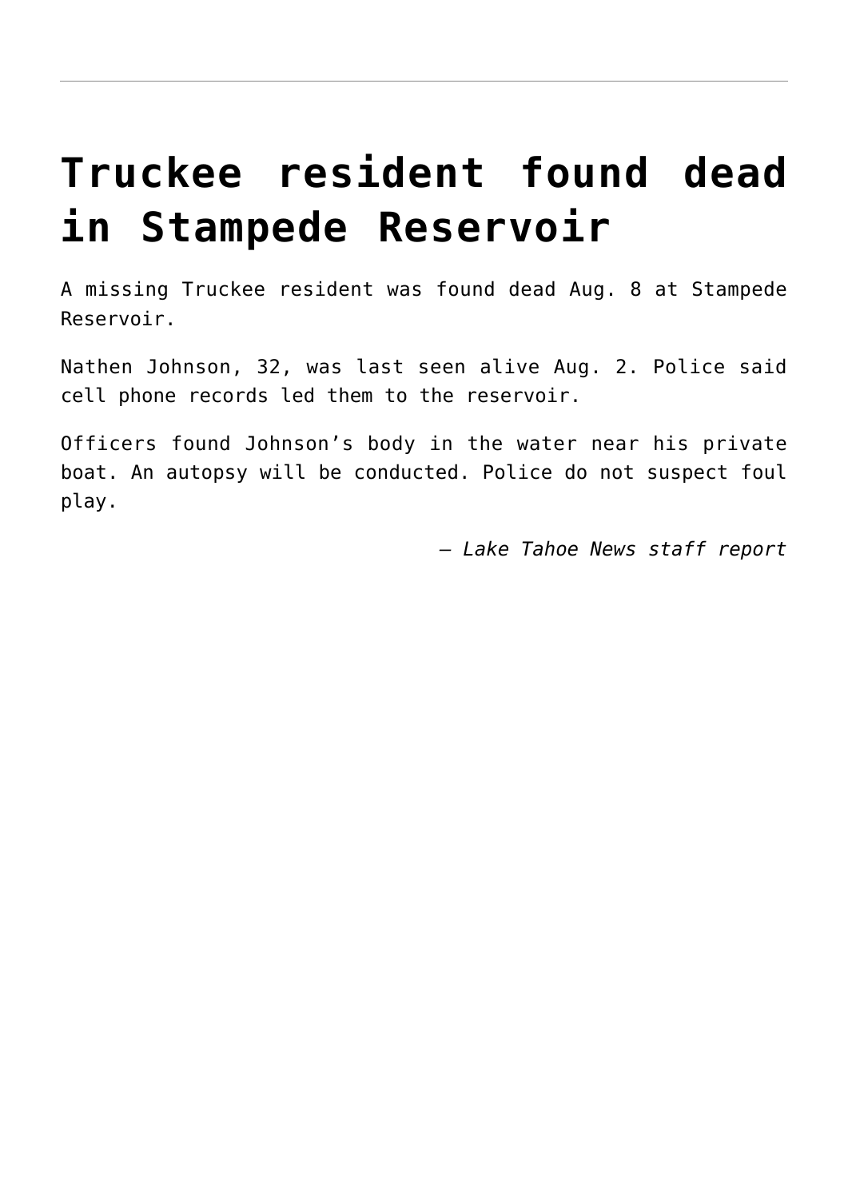# Truckee resident found dead in Stampede Reservoir

A missing Truckee resident was found dead Aug. 8 at Stampede Reservoir.

Nathen Johnson, 32, was last seen alive Aug. 2. Police said cell phone records led them to the reservoir.

Officers found Johnson's body in the water near his private boat. An autopsy will be conducted. Police do not suspect foul play.

*– Lake Tahoe News staff report*